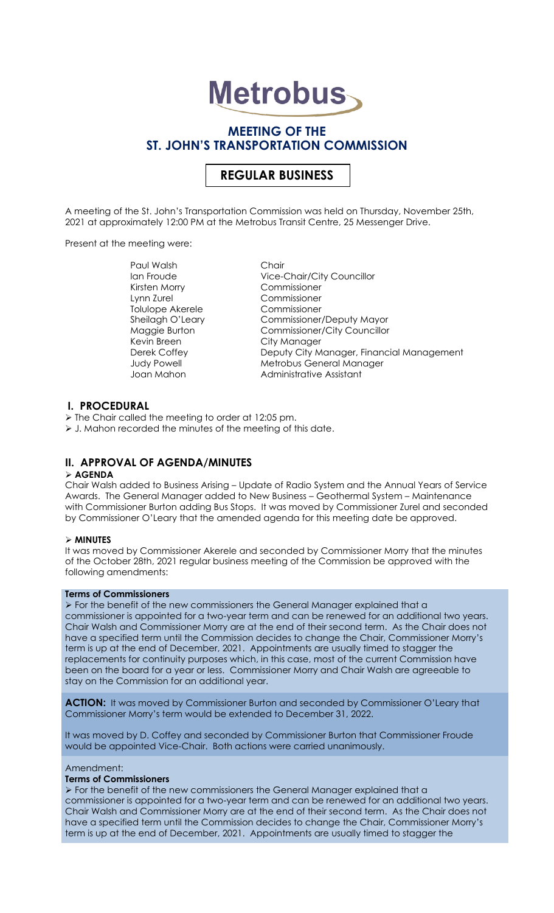# Metrobus

## MEETING OF THE ST. JOHN'S TRANSPORTATION COMMISSION

## REGULAR BUSINESS

A meeting of the St. John's Transportation Commission was held on Thursday, November 25th, 2021 at approximately 12:00 PM at the Metrobus Transit Centre, 25 Messenger Drive.

Present at the meeting were:

| | |
|---|---|
| Paul Walsh | Chair |
| Ian Froude | Vice-Chair/City Councillor |
| Kirsten Morry | Commissioner |
| Lynn Zurel | Commissioner |
| Tolulope Akerele | Commissioner |
| Sheilagh O'Leary | Commissioner/Deputy Mayor |
| Maggie Burton | Commissioner/City Councillor |
| Kevin Breen | City Manager |
| Derek Coffey | Deputy City Manager, Financial Management |
| Judy Powell | Metrobus General Manager |
| Joan Mahon | Administrative Assistant |

### I. PROCEDURAL

- The Chair called the meeting to order at 12:05 pm.
- J. Mahon recorded the minutes of the meeting of this date.

### II. APPROVAL OF AGENDA/MINUTES

- **AGENDA**

Chair Walsh added to Business Arising – Update of Radio System and the Annual Years of Service Awards. The General Manager added to New Business – Geothermal System – Maintenance with Commissioner Burton adding Bus Stops. It was moved by Commissioner Zurel and seconded by Commissioner O'Leary that the amended agenda for this meeting date be approved.

- **MINUTES**

It was moved by Commissioner Akerele and seconded by Commissioner Morry that the minutes of the October 28th, 2021 regular business meeting of the Commission be approved with the following amendments:

**Terms of Commissioners**

- For the benefit of the new commissioners the General Manager explained that a commissioner is appointed for a two-year term and can be renewed for an additional two years. Chair Walsh and Commissioner Morry are at the end of their second term. As the Chair does not have a specified term until the Commission decides to change the Chair, Commissioner Morry's term is up at the end of December, 2021. Appointments are usually timed to stagger the replacements for continuity purposes which, in this case, most of the current Commission have been on the board for a year or less. Commissioner Morry and Chair Walsh are agreeable to stay on the Commission for an additional year.

**ACTION:** It was moved by Commissioner Burton and seconded by Commissioner O'Leary that Commissioner Morry's term would be extended to December 31, 2022.

It was moved by D. Coffey and seconded by Commissioner Burton that Commissioner Froude would be appointed Vice-Chair. Both actions were carried unanimously.

Amendment:

**Terms of Commissioners**

- For the benefit of the new commissioners the General Manager explained that a commissioner is appointed for a two-year term and can be renewed for an additional two years. Chair Walsh and Commissioner Morry are at the end of their second term. As the Chair does not have a specified term until the Commission decides to change the Chair, Commissioner Morry's term is up at the end of December, 2021. Appointments are usually timed to stagger the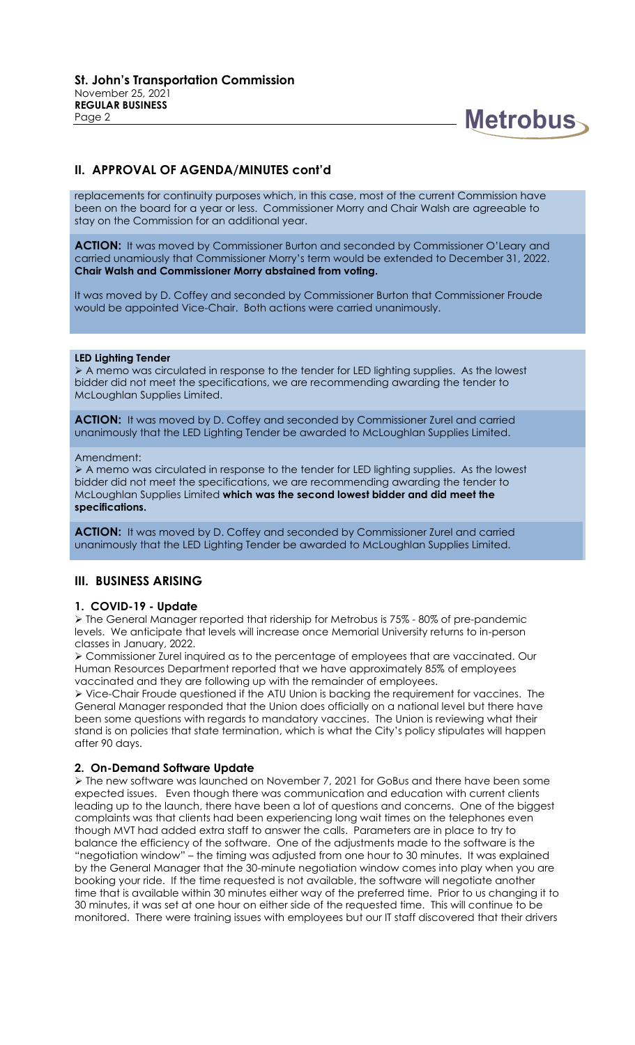## II. APPROVAL OF AGENDA/MINUTES cont'd

replacements for continuity purposes which, in this case, most of the current Commission have been on the board for a year or less. Commissioner Morry and Chair Walsh are agreeable to stay on the Commission for an additional year.

**ACTION:** It was moved by Commissioner Burton and seconded by Commissioner O'Leary and carried unamiously that Commissioner Morry's term would be extended to December 31, 2022. **Chair Walsh and Commissioner Morry abstained from voting.**

It was moved by D. Coffey and seconded by Commissioner Burton that Commissioner Froude would be appointed Vice-Chair. Both actions were carried unanimously.

**LED Lighting Tender**

➢ A memo was circulated in response to the tender for LED lighting supplies. As the lowest bidder did not meet the specifications, we are recommending awarding the tender to McLoughlan Supplies Limited.

**ACTION:** It was moved by D. Coffey and seconded by Commissioner Zurel and carried unanimously that the LED Lighting Tender be awarded to McLoughlan Supplies Limited.

Amendment:

➢ A memo was circulated in response to the tender for LED lighting supplies. As the lowest bidder did not meet the specifications, we are recommending awarding the tender to McLoughlan Supplies Limited **which was the second lowest bidder and did meet the specifications.**

**ACTION:** It was moved by D. Coffey and seconded by Commissioner Zurel and carried unanimously that the LED Lighting Tender be awarded to McLoughlan Supplies Limited.

## III. BUSINESS ARISING

### 1. COVID-19 - Update

➢ The General Manager reported that ridership for Metrobus is 75% - 80% of pre-pandemic levels. We anticipate that levels will increase once Memorial University returns to in-person classes in January, 2022.

➢ Commissioner Zurel inquired as to the percentage of employees that are vaccinated. Our Human Resources Department reported that we have approximately 85% of employees vaccinated and they are following up with the remainder of employees.

➢ Vice-Chair Froude questioned if the ATU Union is backing the requirement for vaccines. The General Manager responded that the Union does officially on a national level but there have been some questions with regards to mandatory vaccines. The Union is reviewing what their stand is on policies that state termination, which is what the City's policy stipulates will happen after 90 days.

### 2. On-Demand Software Update

➢ The new software was launched on November 7, 2021 for GoBus and there have been some expected issues. Even though there was communication and education with current clients leading up to the launch, there have been a lot of questions and concerns. One of the biggest complaints was that clients had been experiencing long wait times on the telephones even though MVT had added extra staff to answer the calls. Parameters are in place to try to balance the efficiency of the software. One of the adjustments made to the software is the "negotiation window" – the timing was adjusted from one hour to 30 minutes. It was explained by the General Manager that the 30-minute negotiation window comes into play when you are booking your ride. If the time requested is not available, the software will negotiate another time that is available within 30 minutes either way of the preferred time. Prior to us changing it to 30 minutes, it was set at one hour on either side of the requested time. This will continue to be monitored. There were training issues with employees but our IT staff discovered that their drivers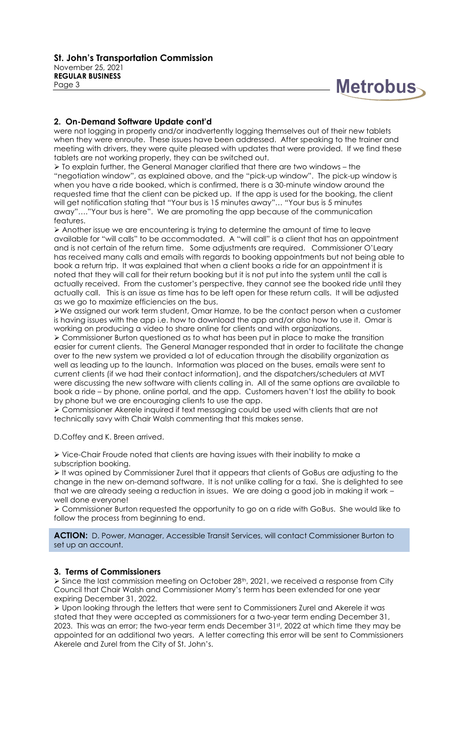## 2. On-Demand Software Update cont'd

were not logging in properly and/or inadvertently logging themselves out of their new tablets when they were enroute. These issues have been addressed. After speaking to the trainer and meeting with drivers, they were quite pleased with updates that were provided. If we find these tablets are not working properly, they can be switched out.

➢ To explain further, the General Manager clarified that there are two windows – the "negotiation window", as explained above, and the "pick-up window". The pick-up window is when you have a ride booked, which is confirmed, there is a 30-minute window around the requested time that the client can be picked up. If the app is used for the booking, the client will get notification stating that "Your bus is 15 minutes away"… "Your bus is 5 minutes away"…."Your bus is here". We are promoting the app because of the communication features.

➢ Another issue we are encountering is trying to determine the amount of time to leave available for "will calls" to be accommodated. A "will call" is a client that has an appointment and is not certain of the return time. Some adjustments are required. Commissioner O'Leary has received many calls and emails with regards to booking appointments but not being able to book a return trip. It was explained that when a client books a ride for an appointment it is noted that they will call for their return booking but it is not put into the system until the call is actually received. From the customer's perspective, they cannot see the booked ride until they actually call. This is an issue as time has to be left open for these return calls. It will be adjusted as we go to maximize efficiencies on the bus.

➢We assigned our work term student, Omar Hamze, to be the contact person when a customer is having issues with the app i.e. how to download the app and/or also how to use it. Omar is working on producing a video to share online for clients and with organizations.

➢ Commissioner Burton questioned as to what has been put in place to make the transition easier for current clients. The General Manager responded that in order to facilitate the change over to the new system we provided a lot of education through the disability organization as well as leading up to the launch. Information was placed on the buses, emails were sent to current clients (if we had their contact information), and the dispatchers/schedulers at MVT were discussing the new software with clients calling in. All of the same options are available to book a ride – by phone, online portal, and the app. Customers haven't lost the ability to book by phone but we are encouraging clients to use the app.

➢ Commissioner Akerele inquired if text messaging could be used with clients that are not technically savy with Chair Walsh commenting that this makes sense.

D.Coffey and K. Breen arrived.

➢ Vice-Chair Froude noted that clients are having issues with their inability to make a subscription booking.

➢ It was opined by Commissioner Zurel that it appears that clients of GoBus are adjusting to the change in the new on-demand software. It is not unlike calling for a taxi. She is delighted to see that we are already seeing a reduction in issues. We are doing a good job in making it work – well done everyone!

➢ Commissioner Burton requested the opportunity to go on a ride with GoBus. She would like to follow the process from beginning to end.

**ACTION:** D. Power, Manager, Accessible Transit Services, will contact Commissioner Burton to set up an account.

## 3. Terms of Commissioners

➢ Since the last commission meeting on October 28th, 2021, we received a response from City Council that Chair Walsh and Commissioner Morry's term has been extended for one year expiring December 31, 2022.

➢ Upon looking through the letters that were sent to Commissioners Zurel and Akerele it was stated that they were accepted as commissioners for a two-year term ending December 31, 2023. This was an error; the two-year term ends December 31st, 2022 at which time they may be appointed for an additional two years. A letter correcting this error will be sent to Commissioners Akerele and Zurel from the City of St. John's.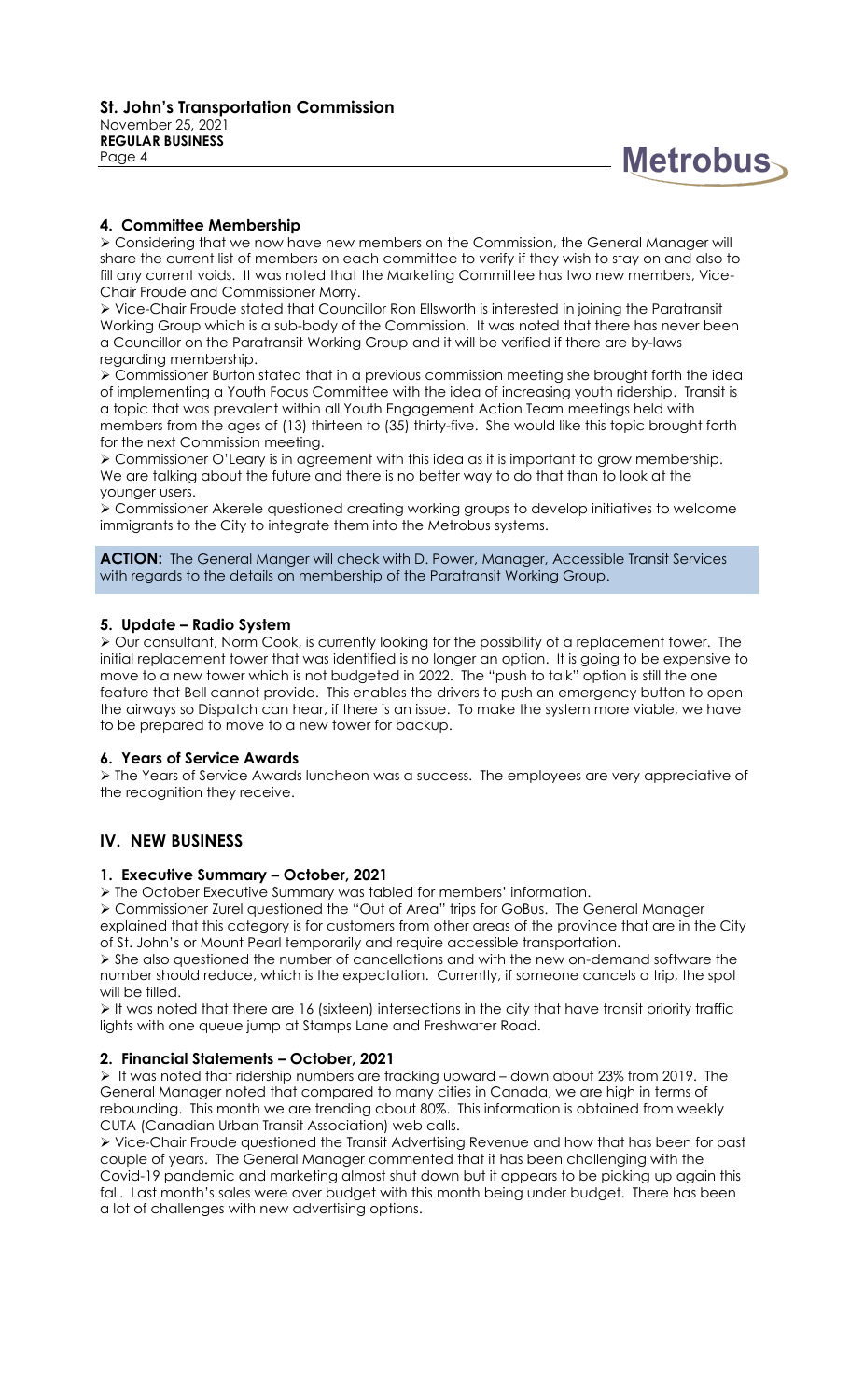### 4. Committee Membership

- Considering that we now have new members on the Commission, the General Manager will share the current list of members on each committee to verify if they wish to stay on and also to fill any current voids. It was noted that the Marketing Committee has two new members, Vice-Chair Froude and Commissioner Morry.
- Vice-Chair Froude stated that Councillor Ron Ellsworth is interested in joining the Paratransit Working Group which is a sub-body of the Commission. It was noted that there has never been a Councillor on the Paratransit Working Group and it will be verified if there are by-laws regarding membership.
- Commissioner Burton stated that in a previous commission meeting she brought forth the idea of implementing a Youth Focus Committee with the idea of increasing youth ridership. Transit is a topic that was prevalent within all Youth Engagement Action Team meetings held with members from the ages of (13) thirteen to (35) thirty-five. She would like this topic brought forth for the next Commission meeting.
- Commissioner O'Leary is in agreement with this idea as it is important to grow membership. We are talking about the future and there is no better way to do that than to look at the younger users.
- Commissioner Akerele questioned creating working groups to develop initiatives to welcome immigrants to the City to integrate them into the Metrobus systems.

**ACTION:** The General Manger will check with D. Power, Manager, Accessible Transit Services with regards to the details on membership of the Paratransit Working Group.

### 5. Update – Radio System

- Our consultant, Norm Cook, is currently looking for the possibility of a replacement tower. The initial replacement tower that was identified is no longer an option. It is going to be expensive to move to a new tower which is not budgeted in 2022. The "push to talk" option is still the one feature that Bell cannot provide. This enables the drivers to push an emergency button to open the airways so Dispatch can hear, if there is an issue. To make the system more viable, we have to be prepared to move to a new tower for backup.

### 6. Years of Service Awards

- The Years of Service Awards luncheon was a success. The employees are very appreciative of the recognition they receive.

## IV. NEW BUSINESS

### 1. Executive Summary – October, 2021

- The October Executive Summary was tabled for members' information.
- Commissioner Zurel questioned the "Out of Area" trips for GoBus. The General Manager explained that this category is for customers from other areas of the province that are in the City of St. John's or Mount Pearl temporarily and require accessible transportation.
- She also questioned the number of cancellations and with the new on-demand software the number should reduce, which is the expectation. Currently, if someone cancels a trip, the spot will be filled.
- It was noted that there are 16 (sixteen) intersections in the city that have transit priority traffic lights with one queue jump at Stamps Lane and Freshwater Road.

### 2. Financial Statements – October, 2021

- It was noted that ridership numbers are tracking upward – down about 23% from 2019. The General Manager noted that compared to many cities in Canada, we are high in terms of rebounding. This month we are trending about 80%. This information is obtained from weekly CUTA (Canadian Urban Transit Association) web calls.
- Vice-Chair Froude questioned the Transit Advertising Revenue and how that has been for past couple of years. The General Manager commented that it has been challenging with the Covid-19 pandemic and marketing almost shut down but it appears to be picking up again this fall. Last month's sales were over budget with this month being under budget. There has been a lot of challenges with new advertising options.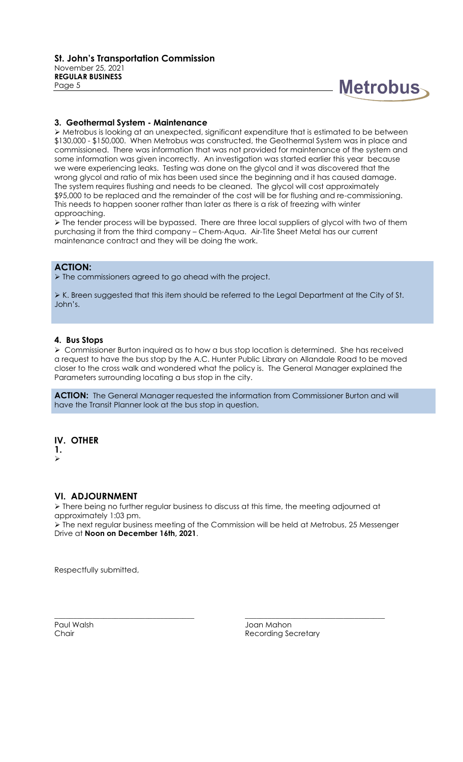### 3. Geothermal System - Maintenance

➢ Metrobus is looking at an unexpected, significant expenditure that is estimated to be between $130,000 - $150,000. When Metrobus was constructed, the Geothermal System was in place and commissioned. There was information that was not provided for maintenance of the system and some information was given incorrectly. An investigation was started earlier this year because we were experiencing leaks. Testing was done on the glycol and it was discovered that the wrong glycol and ratio of mix has been used since the beginning and it has caused damage. The system requires flushing and needs to be cleaned. The glycol will cost approximately $95,000 to be replaced and the remainder of the cost will be for flushing and re-commissioning. This needs to happen sooner rather than later as there is a risk of freezing with winter approaching.

➢ The tender process will be bypassed. There are three local suppliers of glycol with two of them purchasing it from the third company – Chem-Aqua. Air-Tite Sheet Metal has our current maintenance contract and they will be doing the work.

**ACTION:**

➢ The commissioners agreed to go ahead with the project.

➢ K. Breen suggested that this item should be referred to the Legal Department at the City of St. John's.

### 4. Bus Stops

➢ Commissioner Burton inquired as to how a bus stop location is determined. She has received a request to have the bus stop by the A.C. Hunter Public Library on Allandale Road to be moved closer to the cross walk and wondered what the policy is. The General Manager explained the Parameters surrounding locating a bus stop in the city.

**ACTION:** The General Manager requested the information from Commissioner Burton and will have the Transit Planner look at the bus stop in question.

## IV. OTHER

**1.**

➢

## VI. ADJOURNMENT

➢ There being no further regular business to discuss at this time, the meeting adjourned at approximately 1:03 pm.

➢ The next regular business meeting of the Commission will be held at Metrobus, 25 Messenger Drive at **Noon on December 16th, 2021**.

Respectfully submitted,

| | |
|---|---|
| Paul Walsh | Joan Mahon |
| Chair | Recording Secretary |